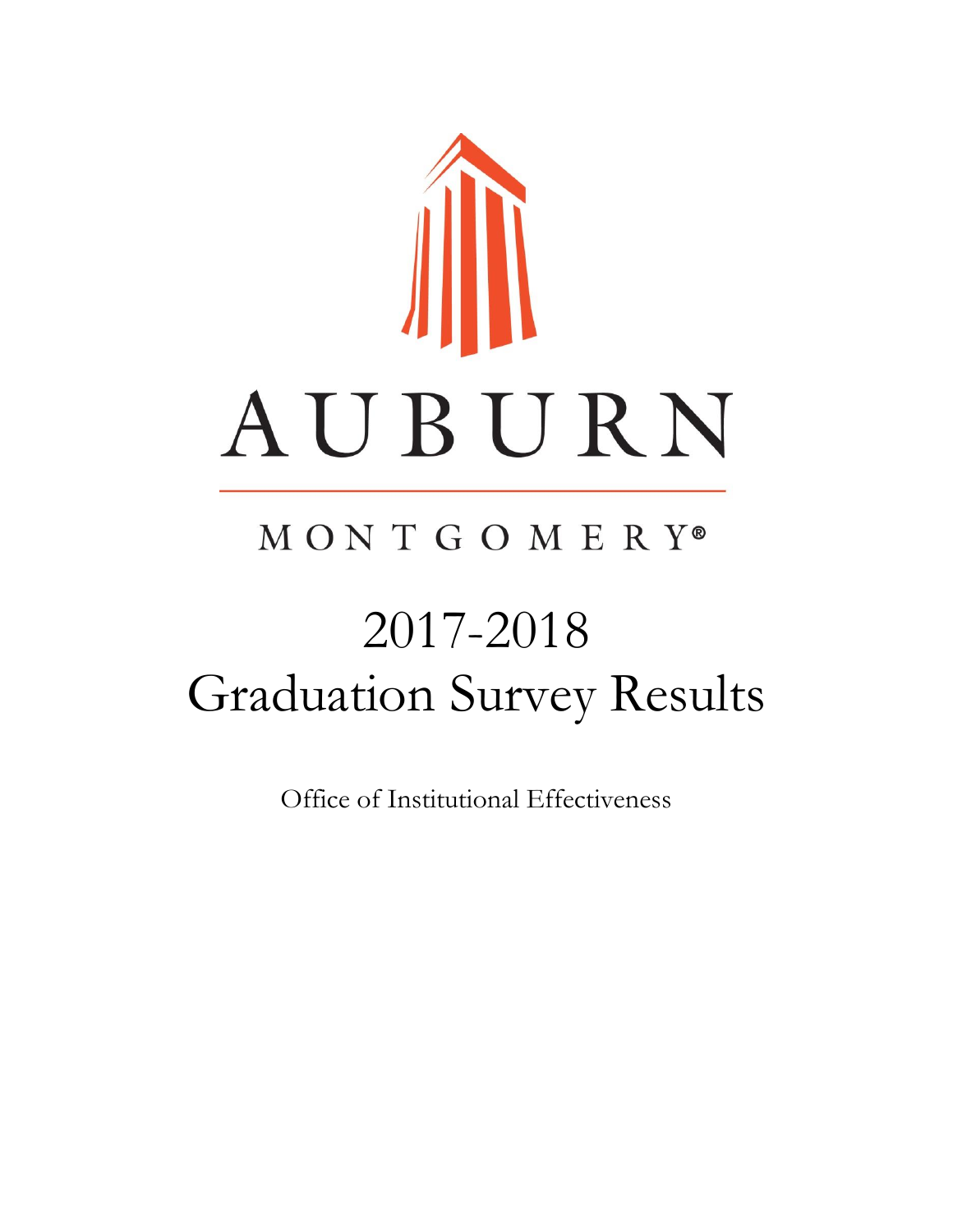# AUBURN

MONTGOMERY®

# 2017-2018
# Graduation Survey Results

Office of Institutional Effectiveness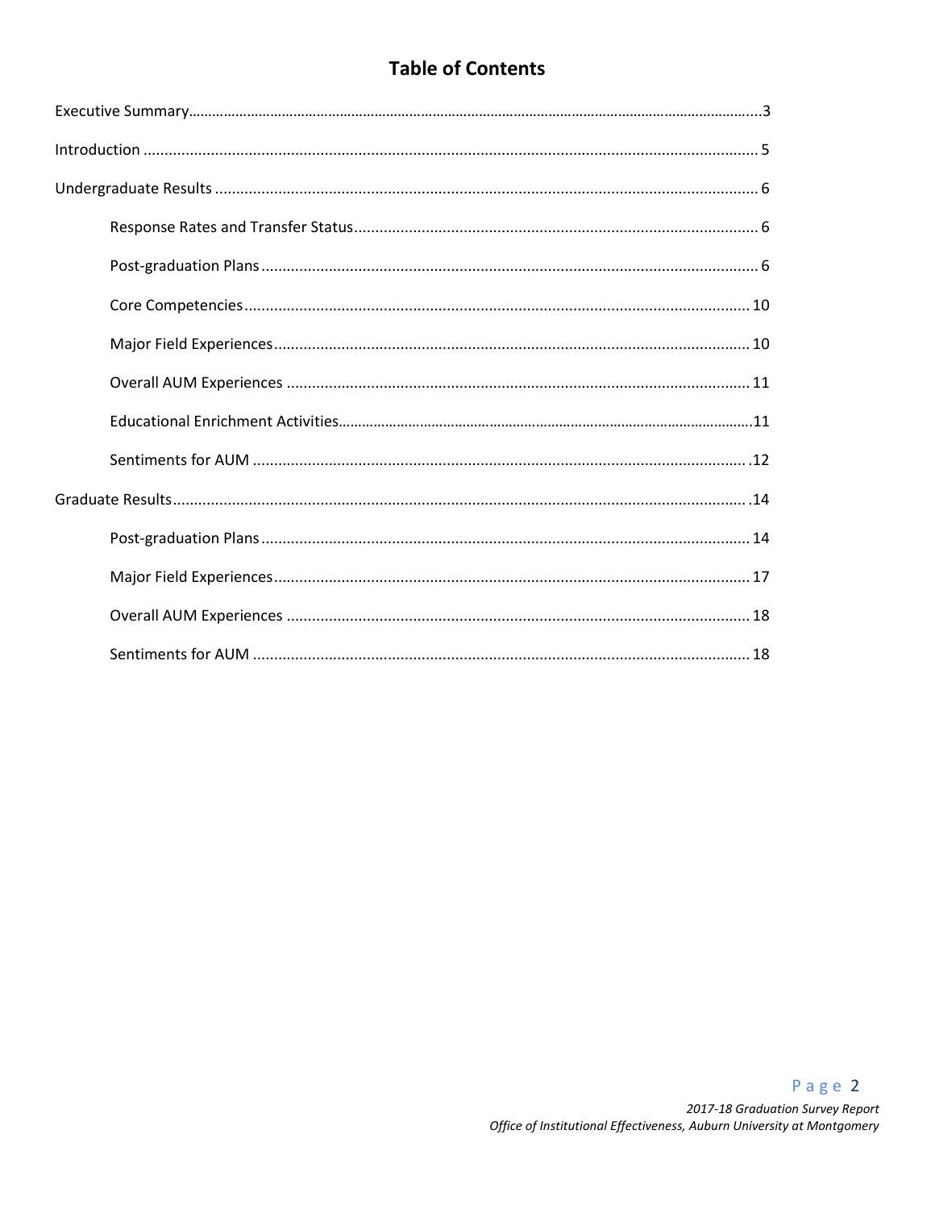# Table of Contents

Executive Summary.....3

Introduction.....5

Undergraduate Results.....6

- Response Rates and Transfer Status.....6
- Post-graduation Plans.....6
- Core Competencies.....10
- Major Field Experiences.....10
- Overall AUM Experiences.....11
- Educational Enrichment Activities.....11
- Sentiments for AUM.....12

Graduate Results.....14

- Post-graduation Plans.....14
- Major Field Experiences.....17
- Overall AUM Experiences.....18
- Sentiments for AUM.....18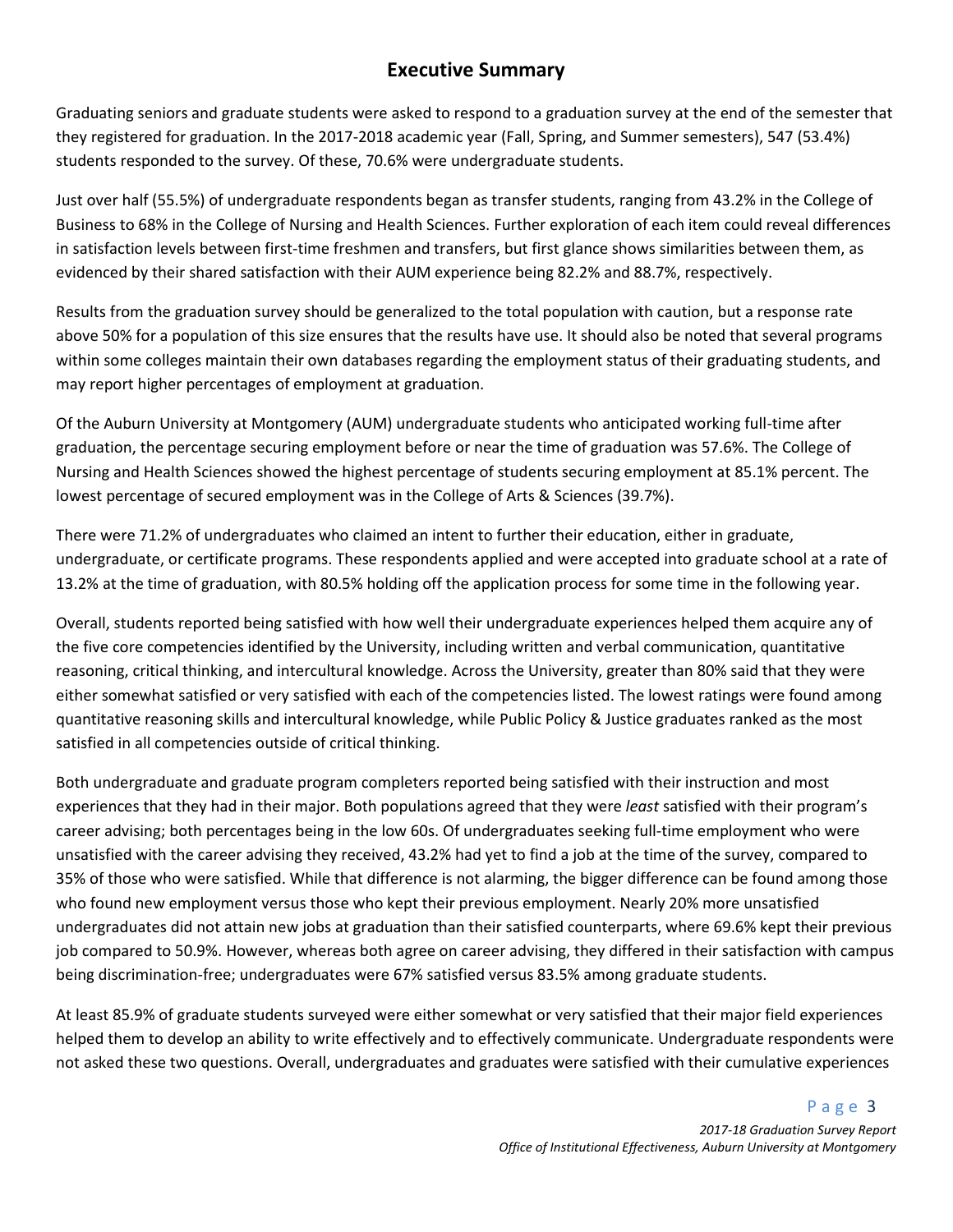## Executive Summary

Graduating seniors and graduate students were asked to respond to a graduation survey at the end of the semester that they registered for graduation. In the 2017-2018 academic year (Fall, Spring, and Summer semesters), 547 (53.4%) students responded to the survey. Of these, 70.6% were undergraduate students.

Just over half (55.5%) of undergraduate respondents began as transfer students, ranging from 43.2% in the College of Business to 68% in the College of Nursing and Health Sciences. Further exploration of each item could reveal differences in satisfaction levels between first-time freshmen and transfers, but first glance shows similarities between them, as evidenced by their shared satisfaction with their AUM experience being 82.2% and 88.7%, respectively.

Results from the graduation survey should be generalized to the total population with caution, but a response rate above 50% for a population of this size ensures that the results have use. It should also be noted that several programs within some colleges maintain their own databases regarding the employment status of their graduating students, and may report higher percentages of employment at graduation.

Of the Auburn University at Montgomery (AUM) undergraduate students who anticipated working full-time after graduation, the percentage securing employment before or near the time of graduation was 57.6%. The College of Nursing and Health Sciences showed the highest percentage of students securing employment at 85.1% percent. The lowest percentage of secured employment was in the College of Arts & Sciences (39.7%).

There were 71.2% of undergraduates who claimed an intent to further their education, either in graduate, undergraduate, or certificate programs. These respondents applied and were accepted into graduate school at a rate of 13.2% at the time of graduation, with 80.5% holding off the application process for some time in the following year.

Overall, students reported being satisfied with how well their undergraduate experiences helped them acquire any of the five core competencies identified by the University, including written and verbal communication, quantitative reasoning, critical thinking, and intercultural knowledge. Across the University, greater than 80% said that they were either somewhat satisfied or very satisfied with each of the competencies listed. The lowest ratings were found among quantitative reasoning skills and intercultural knowledge, while Public Policy & Justice graduates ranked as the most satisfied in all competencies outside of critical thinking.

Both undergraduate and graduate program completers reported being satisfied with their instruction and most experiences that they had in their major. Both populations agreed that they were *least* satisfied with their program's career advising; both percentages being in the low 60s. Of undergraduates seeking full-time employment who were unsatisfied with the career advising they received, 43.2% had yet to find a job at the time of the survey, compared to 35% of those who were satisfied. While that difference is not alarming, the bigger difference can be found among those who found new employment versus those who kept their previous employment. Nearly 20% more unsatisfied undergraduates did not attain new jobs at graduation than their satisfied counterparts, where 69.6% kept their previous job compared to 50.9%. However, whereas both agree on career advising, they differed in their satisfaction with campus being discrimination-free; undergraduates were 67% satisfied versus 83.5% among graduate students.

At least 85.9% of graduate students surveyed were either somewhat or very satisfied that their major field experiences helped them to develop an ability to write effectively and to effectively communicate. Undergraduate respondents were not asked these two questions. Overall, undergraduates and graduates were satisfied with their cumulative experiences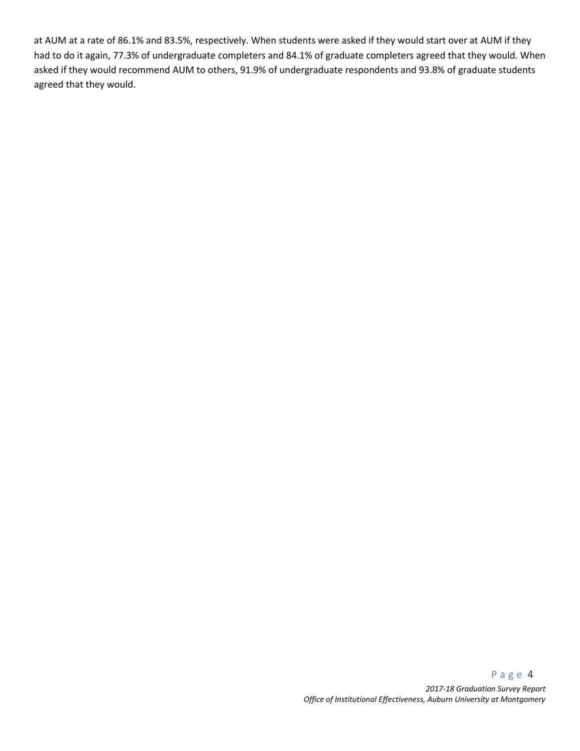at AUM at a rate of 86.1% and 83.5%, respectively. When students were asked if they would start over at AUM if they had to do it again, 77.3% of undergraduate completers and 84.1% of graduate completers agreed that they would. When asked if they would recommend AUM to others, 91.9% of undergraduate respondents and 93.8% of graduate students agreed that they would.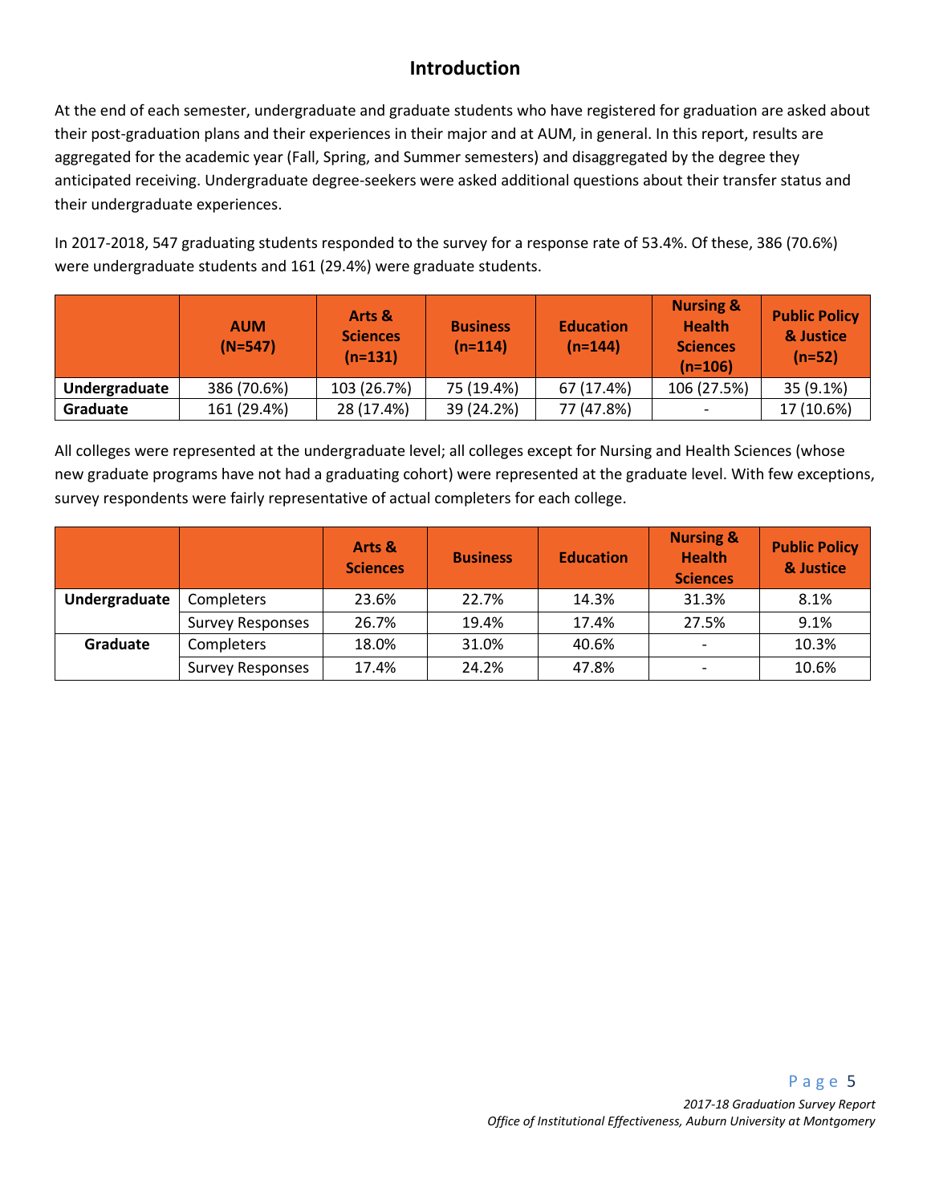# Introduction

At the end of each semester, undergraduate and graduate students who have registered for graduation are asked about their post-graduation plans and their experiences in their major and at AUM, in general. In this report, results are aggregated for the academic year (Fall, Spring, and Summer semesters) and disaggregated by the degree they anticipated receiving. Undergraduate degree-seekers were asked additional questions about their transfer status and their undergraduate experiences.

In 2017-2018, 547 graduating students responded to the survey for a response rate of 53.4%. Of these, 386 (70.6%) were undergraduate students and 161 (29.4%) were graduate students.

| | AUM (N=547) | Arts & Sciences (n=131) | Business (n=114) | Education (n=144) | Nursing & Health Sciences (n=106) | Public Policy & Justice (n=52) |
|---|---|---|---|---|---|---|
| **Undergraduate** | 386 (70.6%) | 103 (26.7%) | 75 (19.4%) | 67 (17.4%) | 106 (27.5%) | 35 (9.1%) |
| **Graduate** | 161 (29.4%) | 28 (17.4%) | 39 (24.2%) | 77 (47.8%) | - | 17 (10.6%) |

All colleges were represented at the undergraduate level; all colleges except for Nursing and Health Sciences (whose new graduate programs have not had a graduating cohort) were represented at the graduate level. With few exceptions, survey respondents were fairly representative of actual completers for each college.

| | | Arts & Sciences | Business | Education | Nursing & Health Sciences | Public Policy & Justice |
|---|---|---|---|---|---|---|
| **Undergraduate** | Completers | 23.6% | 22.7% | 14.3% | 31.3% | 8.1% |
| | Survey Responses | 26.7% | 19.4% | 17.4% | 27.5% | 9.1% |
| **Graduate** | Completers | 18.0% | 31.0% | 40.6% | - | 10.3% |
| | Survey Responses | 17.4% | 24.2% | 47.8% | - | 10.6% |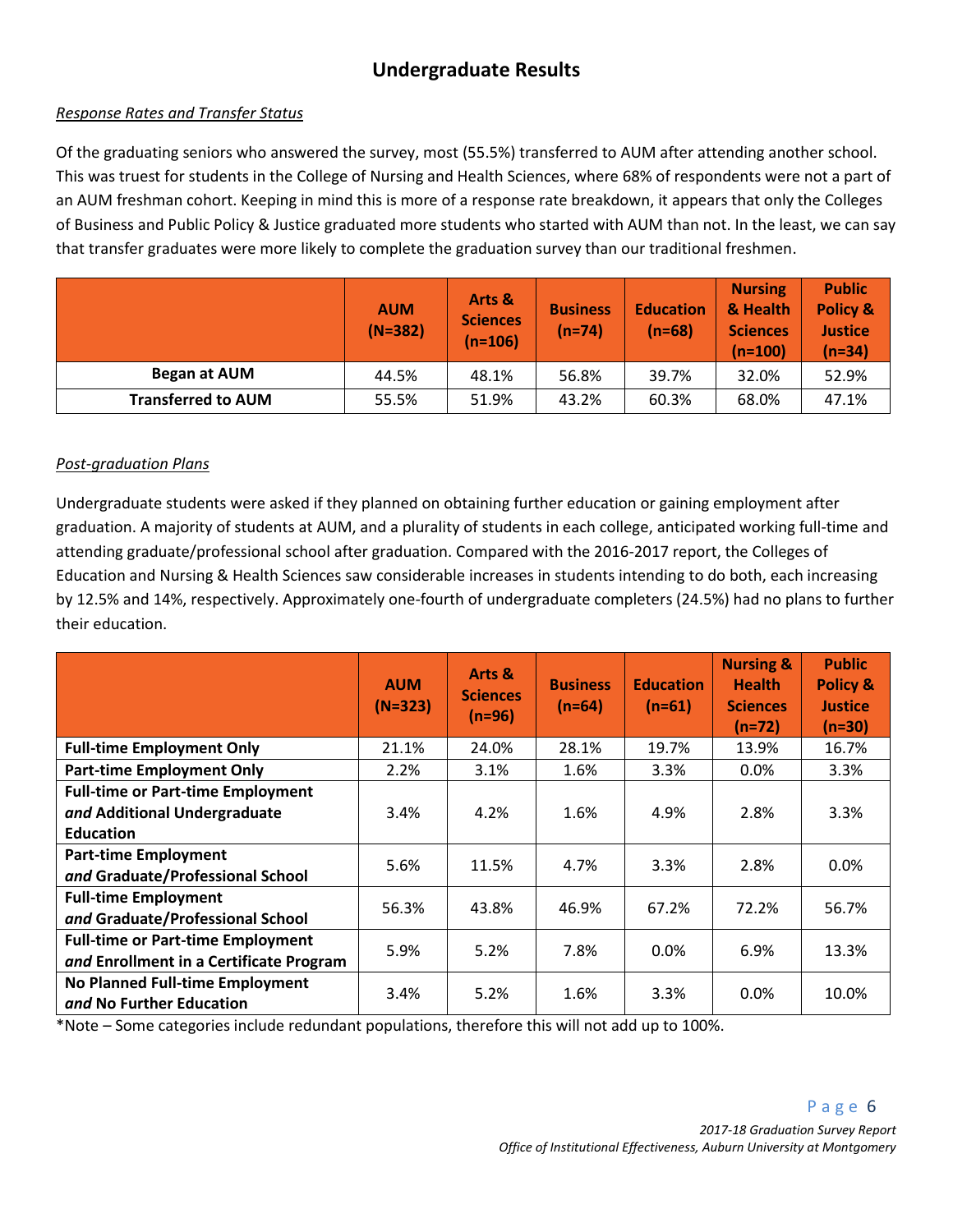# Undergraduate Results

*Response Rates and Transfer Status*

Of the graduating seniors who answered the survey, most (55.5%) transferred to AUM after attending another school. This was truest for students in the College of Nursing and Health Sciences, where 68% of respondents were not a part of an AUM freshman cohort. Keeping in mind this is more of a response rate breakdown, it appears that only the Colleges of Business and Public Policy & Justice graduated more students who started with AUM than not. In the least, we can say that transfer graduates were more likely to complete the graduation survey than our traditional freshmen.

| | AUM (N=382) | Arts & Sciences (n=106) | Business (n=74) | Education (n=68) | Nursing & Health Sciences (n=100) | Public Policy & Justice (n=34) |
|---|---|---|---|---|---|---|
| **Began at AUM** | 44.5% | 48.1% | 56.8% | 39.7% | 32.0% | 52.9% |
| **Transferred to AUM** | 55.5% | 51.9% | 43.2% | 60.3% | 68.0% | 47.1% |

*Post-graduation Plans*

Undergraduate students were asked if they planned on obtaining further education or gaining employment after graduation. A majority of students at AUM, and a plurality of students in each college, anticipated working full-time and attending graduate/professional school after graduation. Compared with the 2016-2017 report, the Colleges of Education and Nursing & Health Sciences saw considerable increases in students intending to do both, each increasing by 12.5% and 14%, respectively. Approximately one-fourth of undergraduate completers (24.5%) had no plans to further their education.

| | AUM (N=323) | Arts & Sciences (n=96) | Business (n=64) | Education (n=61) | Nursing & Health Sciences (n=72) | Public Policy & Justice (n=30) |
|---|---|---|---|---|---|---|
| **Full-time Employment Only** | 21.1% | 24.0% | 28.1% | 19.7% | 13.9% | 16.7% |
| **Part-time Employment Only** | 2.2% | 3.1% | 1.6% | 3.3% | 0.0% | 3.3% |
| **Full-time or Part-time Employment *and* Additional Undergraduate Education** | 3.4% | 4.2% | 1.6% | 4.9% | 2.8% | 3.3% |
| **Part-time Employment *and* Graduate/Professional School** | 5.6% | 11.5% | 4.7% | 3.3% | 2.8% | 0.0% |
| **Full-time Employment *and* Graduate/Professional School** | 56.3% | 43.8% | 46.9% | 67.2% | 72.2% | 56.7% |
| **Full-time or Part-time Employment *and* Enrollment in a Certificate Program** | 5.9% | 5.2% | 7.8% | 0.0% | 6.9% | 13.3% |
| **No Planned Full-time Employment *and* No Further Education** | 3.4% | 5.2% | 1.6% | 3.3% | 0.0% | 10.0% |

*Note – Some categories include redundant populations, therefore this will not add up to 100%.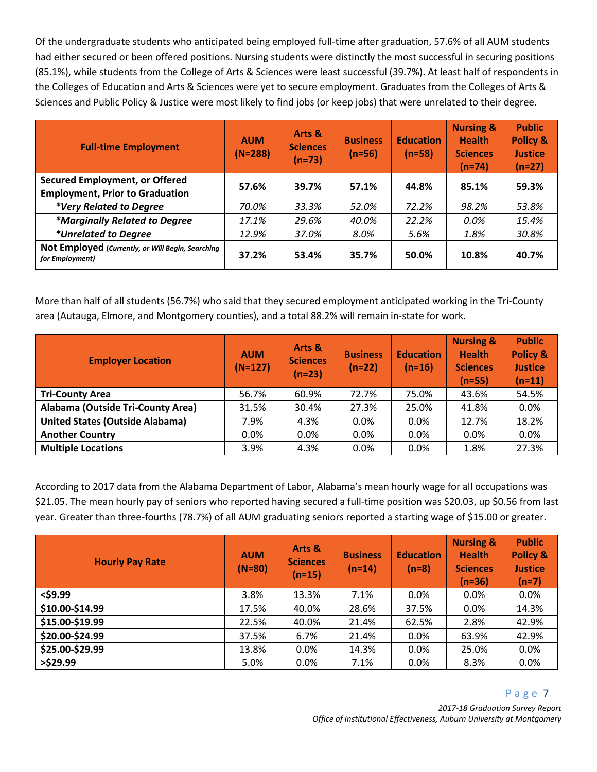Of the undergraduate students who anticipated being employed full-time after graduation, 57.6% of all AUM students had either secured or been offered positions. Nursing students were distinctly the most successful in securing positions (85.1%), while students from the College of Arts & Sciences were least successful (39.7%). At least half of respondents in the Colleges of Education and Arts & Sciences were yet to secure employment. Graduates from the Colleges of Arts & Sciences and Public Policy & Justice were most likely to find jobs (or keep jobs) that were unrelated to their degree.

| Full-time Employment | AUM (N=288) | Arts & Sciences (n=73) | Business (n=56) | Education (n=58) | Nursing & Health Sciences (n=74) | Public Policy & Justice (n=27) |
|---|---|---|---|---|---|---|
| **Secured Employment, or Offered Employment, Prior to Graduation** | **57.6%** | **39.7%** | **57.1%** | **44.8%** | **85.1%** | **59.3%** |
| *\*Very Related to Degree* | *70.0%* | *33.3%* | *52.0%* | *72.2%* | *98.2%* | *53.8%* |
| *\*Marginally Related to Degree* | *17.1%* | *29.6%* | *40.0%* | *22.2%* | *0.0%* | *15.4%* |
| *\*Unrelated to Degree* | *12.9%* | *37.0%* | *8.0%* | *5.6%* | *1.8%* | *30.8%* |
| **Not Employed** *(Currently, or Will Begin, Searching for Employment)* | **37.2%** | **53.4%** | **35.7%** | **50.0%** | **10.8%** | **40.7%** |

More than half of all students (56.7%) who said that they secured employment anticipated working in the Tri-County area (Autauga, Elmore, and Montgomery counties), and a total 88.2% will remain in-state for work.

| Employer Location | AUM (N=127) | Arts & Sciences (n=23) | Business (n=22) | Education (n=16) | Nursing & Health Sciences (n=55) | Public Policy & Justice (n=11) |
|---|---|---|---|---|---|---|
| **Tri-County Area** | 56.7% | 60.9% | 72.7% | 75.0% | 43.6% | 54.5% |
| **Alabama (Outside Tri-County Area)** | 31.5% | 30.4% | 27.3% | 25.0% | 41.8% | 0.0% |
| **United States (Outside Alabama)** | 7.9% | 4.3% | 0.0% | 0.0% | 12.7% | 18.2% |
| **Another Country** | 0.0% | 0.0% | 0.0% | 0.0% | 0.0% | 0.0% |
| **Multiple Locations** | 3.9% | 4.3% | 0.0% | 0.0% | 1.8% | 27.3% |

According to 2017 data from the Alabama Department of Labor, Alabama's mean hourly wage for all occupations was $21.05. The mean hourly pay of seniors who reported having secured a full-time position was $20.03, up $0.56 from last year. Greater than three-fourths (78.7%) of all AUM graduating seniors reported a starting wage of $15.00 or greater.

| Hourly Pay Rate | AUM (N=80) | Arts & Sciences (n=15) | Business (n=14) | Education (n=8) | Nursing & Health Sciences (n=36) | Public Policy & Justice (n=7) |
|---|---|---|---|---|---|---|
| **<$9.99** | 3.8% | 13.3% | 7.1% | 0.0% | 0.0% | 0.0% |
| **$10.00-$14.99** | 17.5% | 40.0% | 28.6% | 37.5% | 0.0% | 14.3% |
| **$15.00-$19.99** | 22.5% | 40.0% | 21.4% | 62.5% | 2.8% | 42.9% |
| **$20.00-$24.99** | 37.5% | 6.7% | 21.4% | 0.0% | 63.9% | 42.9% |
| **$25.00-$29.99** | 13.8% | 0.0% | 14.3% | 0.0% | 25.0% | 0.0% |
| **>$29.99** | 5.0% | 0.0% | 7.1% | 0.0% | 8.3% | 0.0% |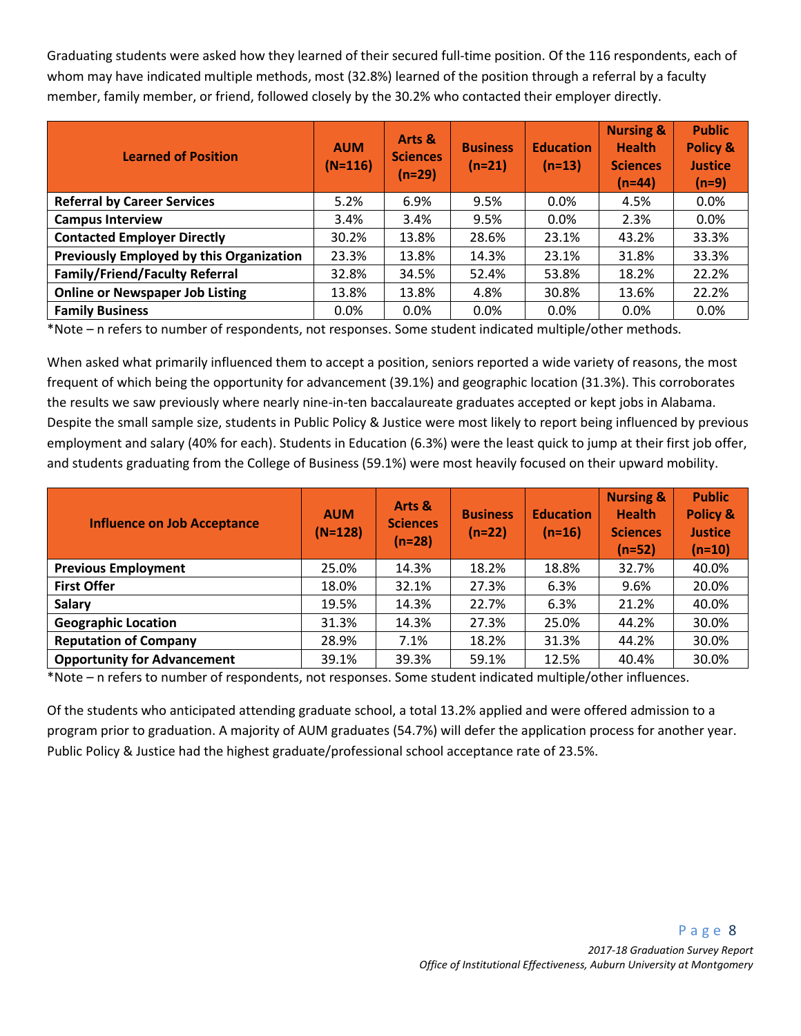Graduating students were asked how they learned of their secured full-time position. Of the 116 respondents, each of whom may have indicated multiple methods, most (32.8%) learned of the position through a referral by a faculty member, family member, or friend, followed closely by the 30.2% who contacted their employer directly.

| Learned of Position | AUM (N=116) | Arts & Sciences (n=29) | Business (n=21) | Education (n=13) | Nursing & Health Sciences (n=44) | Public Policy & Justice (n=9) |
|---|---|---|---|---|---|---|
| **Referral by Career Services** | 5.2% | 6.9% | 9.5% | 0.0% | 4.5% | 0.0% |
| **Campus Interview** | 3.4% | 3.4% | 9.5% | 0.0% | 2.3% | 0.0% |
| **Contacted Employer Directly** | 30.2% | 13.8% | 28.6% | 23.1% | 43.2% | 33.3% |
| **Previously Employed by this Organization** | 23.3% | 13.8% | 14.3% | 23.1% | 31.8% | 33.3% |
| **Family/Friend/Faculty Referral** | 32.8% | 34.5% | 52.4% | 53.8% | 18.2% | 22.2% |
| **Online or Newspaper Job Listing** | 13.8% | 13.8% | 4.8% | 30.8% | 13.6% | 22.2% |
| **Family Business** | 0.0% | 0.0% | 0.0% | 0.0% | 0.0% | 0.0% |

*Note – n refers to number of respondents, not responses. Some student indicated multiple/other methods.

When asked what primarily influenced them to accept a position, seniors reported a wide variety of reasons, the most frequent of which being the opportunity for advancement (39.1%) and geographic location (31.3%). This corroborates the results we saw previously where nearly nine-in-ten baccalaureate graduates accepted or kept jobs in Alabama. Despite the small sample size, students in Public Policy & Justice were most likely to report being influenced by previous employment and salary (40% for each). Students in Education (6.3%) were the least quick to jump at their first job offer, and students graduating from the College of Business (59.1%) were most heavily focused on their upward mobility.

| Influence on Job Acceptance | AUM (N=128) | Arts & Sciences (n=28) | Business (n=22) | Education (n=16) | Nursing & Health Sciences (n=52) | Public Policy & Justice (n=10) |
|---|---|---|---|---|---|---|
| **Previous Employment** | 25.0% | 14.3% | 18.2% | 18.8% | 32.7% | 40.0% |
| **First Offer** | 18.0% | 32.1% | 27.3% | 6.3% | 9.6% | 20.0% |
| **Salary** | 19.5% | 14.3% | 22.7% | 6.3% | 21.2% | 40.0% |
| **Geographic Location** | 31.3% | 14.3% | 27.3% | 25.0% | 44.2% | 30.0% |
| **Reputation of Company** | 28.9% | 7.1% | 18.2% | 31.3% | 44.2% | 30.0% |
| **Opportunity for Advancement** | 39.1% | 39.3% | 59.1% | 12.5% | 40.4% | 30.0% |

*Note – n refers to number of respondents, not responses. Some student indicated multiple/other influences.

Of the students who anticipated attending graduate school, a total 13.2% applied and were offered admission to a program prior to graduation. A majority of AUM graduates (54.7%) will defer the application process for another year. Public Policy & Justice had the highest graduate/professional school acceptance rate of 23.5%.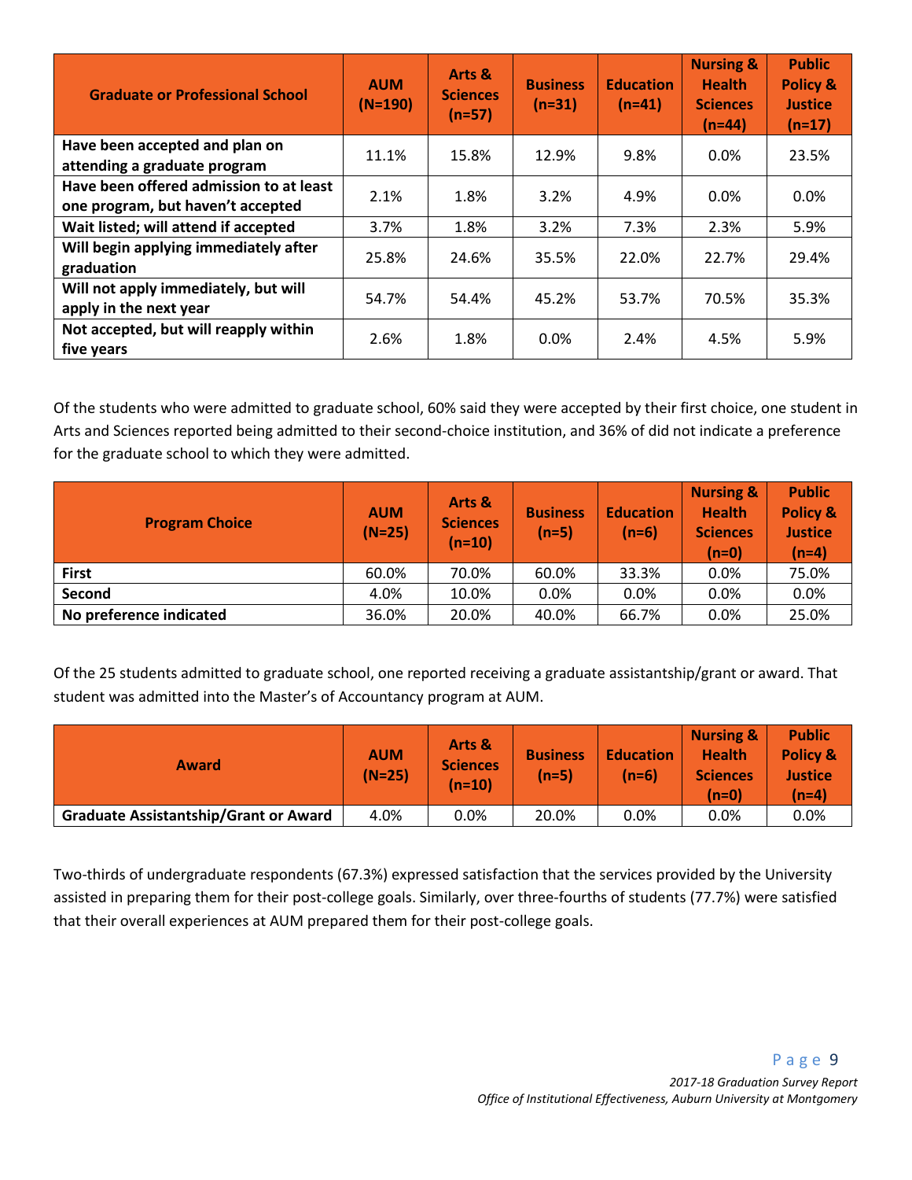| Graduate or Professional School | AUM (N=190) | Arts & Sciences (n=57) | Business (n=31) | Education (n=41) | Nursing & Health Sciences (n=44) | Public Policy & Justice (n=17) |
|---|---|---|---|---|---|---|
| Have been accepted and plan on attending a graduate program | 11.1% | 15.8% | 12.9% | 9.8% | 0.0% | 23.5% |
| Have been offered admission to at least one program, but haven't accepted | 2.1% | 1.8% | 3.2% | 4.9% | 0.0% | 0.0% |
| Wait listed; will attend if accepted | 3.7% | 1.8% | 3.2% | 7.3% | 2.3% | 5.9% |
| Will begin applying immediately after graduation | 25.8% | 24.6% | 35.5% | 22.0% | 22.7% | 29.4% |
| Will not apply immediately, but will apply in the next year | 54.7% | 54.4% | 45.2% | 53.7% | 70.5% | 35.3% |
| Not accepted, but will reapply within five years | 2.6% | 1.8% | 0.0% | 2.4% | 4.5% | 5.9% |

Of the students who were admitted to graduate school, 60% said they were accepted by their first choice, one student in Arts and Sciences reported being admitted to their second-choice institution, and 36% of did not indicate a preference for the graduate school to which they were admitted.

| Program Choice | AUM (N=25) | Arts & Sciences (n=10) | Business (n=5) | Education (n=6) | Nursing & Health Sciences (n=0) | Public Policy & Justice (n=4) |
|---|---|---|---|---|---|---|
| First | 60.0% | 70.0% | 60.0% | 33.3% | 0.0% | 75.0% |
| Second | 4.0% | 10.0% | 0.0% | 0.0% | 0.0% | 0.0% |
| No preference indicated | 36.0% | 20.0% | 40.0% | 66.7% | 0.0% | 25.0% |

Of the 25 students admitted to graduate school, one reported receiving a graduate assistantship/grant or award. That student was admitted into the Master's of Accountancy program at AUM.

| Award | AUM (N=25) | Arts & Sciences (n=10) | Business (n=5) | Education (n=6) | Nursing & Health Sciences (n=0) | Public Policy & Justice (n=4) |
|---|---|---|---|---|---|---|
| Graduate Assistantship/Grant or Award | 4.0% | 0.0% | 20.0% | 0.0% | 0.0% | 0.0% |

Two-thirds of undergraduate respondents (67.3%) expressed satisfaction that the services provided by the University assisted in preparing them for their post-college goals. Similarly, over three-fourths of students (77.7%) were satisfied that their overall experiences at AUM prepared them for their post-college goals.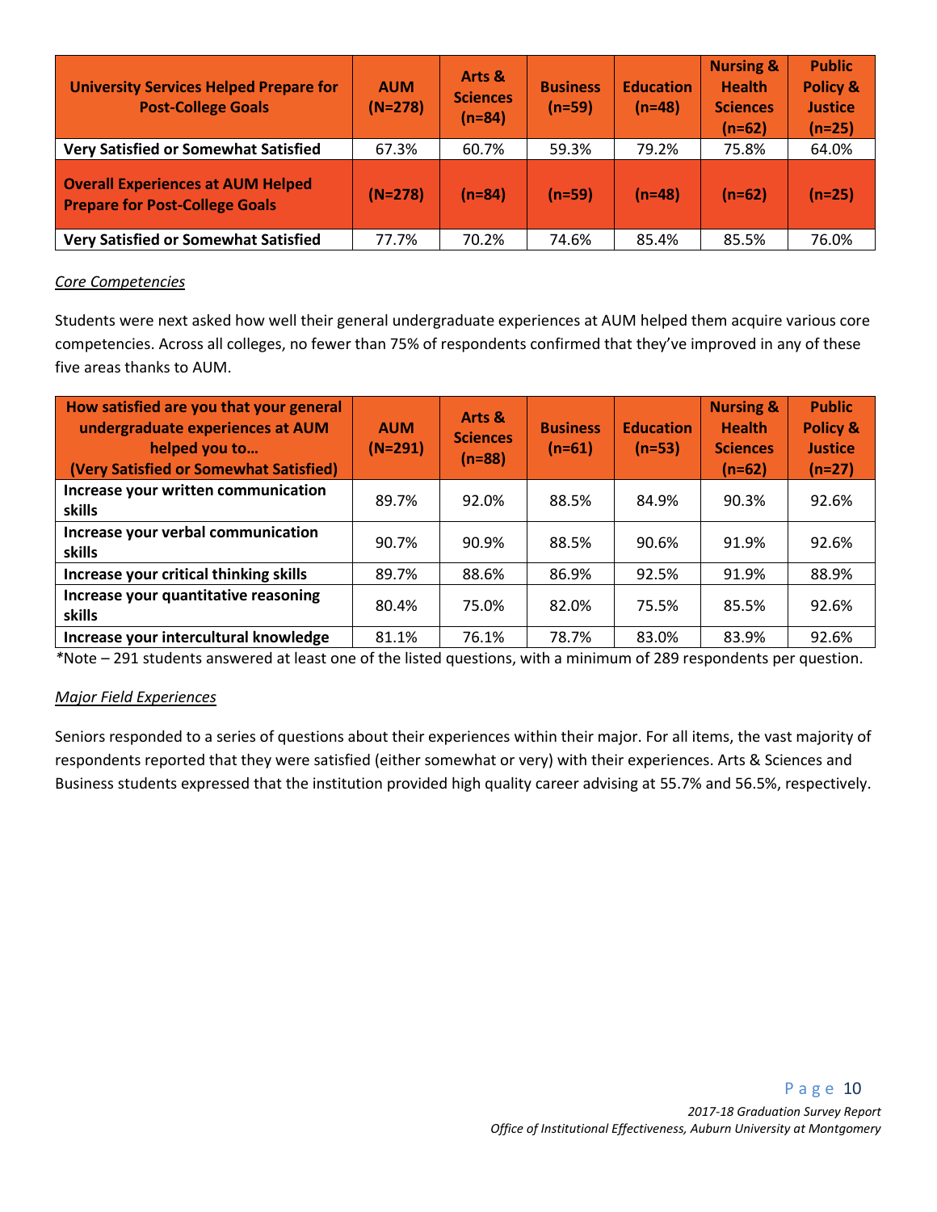| University Services Helped Prepare for Post-College Goals | AUM (N=278) | Arts & Sciences (n=84) | Business (n=59) | Education (n=48) | Nursing & Health Sciences (n=62) | Public Policy & Justice (n=25) |
|---|---|---|---|---|---|---|
| **Very Satisfied or Somewhat Satisfied** | 67.3% | 60.7% | 59.3% | 79.2% | 75.8% | 64.0% |
| **Overall Experiences at AUM Helped Prepare for Post-College Goals** | **(N=278)** | **(n=84)** | **(n=59)** | **(n=48)** | **(n=62)** | **(n=25)** |
| **Very Satisfied or Somewhat Satisfied** | 77.7% | 70.2% | 74.6% | 85.4% | 85.5% | 76.0% |

*Core Competencies*

Students were next asked how well their general undergraduate experiences at AUM helped them acquire various core competencies. Across all colleges, no fewer than 75% of respondents confirmed that they've improved in any of these five areas thanks to AUM.

| How satisfied are you that your general undergraduate experiences at AUM helped you to… (Very Satisfied or Somewhat Satisfied) | AUM (N=291) | Arts & Sciences (n=88) | Business (n=61) | Education (n=53) | Nursing & Health Sciences (n=62) | Public Policy & Justice (n=27) |
|---|---|---|---|---|---|---|
| **Increase your written communication skills** | 89.7% | 92.0% | 88.5% | 84.9% | 90.3% | 92.6% |
| **Increase your verbal communication skills** | 90.7% | 90.9% | 88.5% | 90.6% | 91.9% | 92.6% |
| **Increase your critical thinking skills** | 89.7% | 88.6% | 86.9% | 92.5% | 91.9% | 88.9% |
| **Increase your quantitative reasoning skills** | 80.4% | 75.0% | 82.0% | 75.5% | 85.5% | 92.6% |
| **Increase your intercultural knowledge** | 81.1% | 76.1% | 78.7% | 83.0% | 83.9% | 92.6% |

*Note – 291 students answered at least one of the listed questions, with a minimum of 289 respondents per question.

*Major Field Experiences*

Seniors responded to a series of questions about their experiences within their major. For all items, the vast majority of respondents reported that they were satisfied (either somewhat or very) with their experiences. Arts & Sciences and Business students expressed that the institution provided high quality career advising at 55.7% and 56.5%, respectively.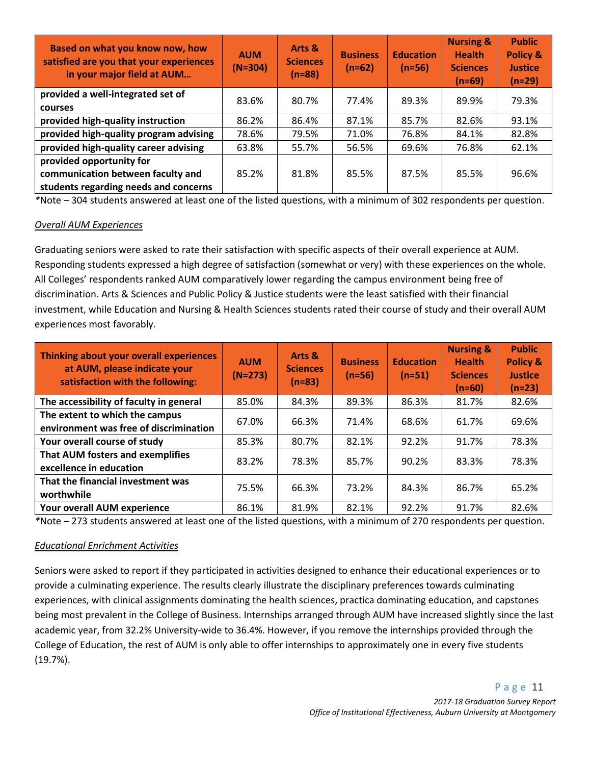| Based on what you know now, how satisfied are you that your experiences in your major field at AUM… | AUM (N=304) | Arts & Sciences (n=88) | Business (n=62) | Education (n=56) | Nursing & Health Sciences (n=69) | Public Policy & Justice (n=29) |
|---|---|---|---|---|---|---|
| **provided a well-integrated set of courses** | 83.6% | 80.7% | 77.4% | 89.3% | 89.9% | 79.3% |
| **provided high-quality instruction** | 86.2% | 86.4% | 87.1% | 85.7% | 82.6% | 93.1% |
| **provided high-quality program advising** | 78.6% | 79.5% | 71.0% | 76.8% | 84.1% | 82.8% |
| **provided high-quality career advising** | 63.8% | 55.7% | 56.5% | 69.6% | 76.8% | 62.1% |
| **provided opportunity for communication between faculty and students regarding needs and concerns** | 85.2% | 81.8% | 85.5% | 87.5% | 85.5% | 96.6% |

*Note – 304 students answered at least one of the listed questions, with a minimum of 302 respondents per question.

*Overall AUM Experiences*

Graduating seniors were asked to rate their satisfaction with specific aspects of their overall experience at AUM. Responding students expressed a high degree of satisfaction (somewhat or very) with these experiences on the whole. All Colleges' respondents ranked AUM comparatively lower regarding the campus environment being free of discrimination. Arts & Sciences and Public Policy & Justice students were the least satisfied with their financial investment, while Education and Nursing & Health Sciences students rated their course of study and their overall AUM experiences most favorably.

| Thinking about your overall experiences at AUM, please indicate your satisfaction with the following: | AUM (N=273) | Arts & Sciences (n=83) | Business (n=56) | Education (n=51) | Nursing & Health Sciences (n=60) | Public Policy & Justice (n=23) |
|---|---|---|---|---|---|---|
| **The accessibility of faculty in general** | 85.0% | 84.3% | 89.3% | 86.3% | 81.7% | 82.6% |
| **The extent to which the campus environment was free of discrimination** | 67.0% | 66.3% | 71.4% | 68.6% | 61.7% | 69.6% |
| **Your overall course of study** | 85.3% | 80.7% | 82.1% | 92.2% | 91.7% | 78.3% |
| **That AUM fosters and exemplifies excellence in education** | 83.2% | 78.3% | 85.7% | 90.2% | 83.3% | 78.3% |
| **That the financial investment was worthwhile** | 75.5% | 66.3% | 73.2% | 84.3% | 86.7% | 65.2% |
| **Your overall AUM experience** | 86.1% | 81.9% | 82.1% | 92.2% | 91.7% | 82.6% |

*Note – 273 students answered at least one of the listed questions, with a minimum of 270 respondents per question.

*Educational Enrichment Activities*

Seniors were asked to report if they participated in activities designed to enhance their educational experiences or to provide a culminating experience. The results clearly illustrate the disciplinary preferences towards culminating experiences, with clinical assignments dominating the health sciences, practica dominating education, and capstones being most prevalent in the College of Business. Internships arranged through AUM have increased slightly since the last academic year, from 32.2% University-wide to 36.4%. However, if you remove the internships provided through the College of Education, the rest of AUM is only able to offer internships to approximately one in every five students (19.7%).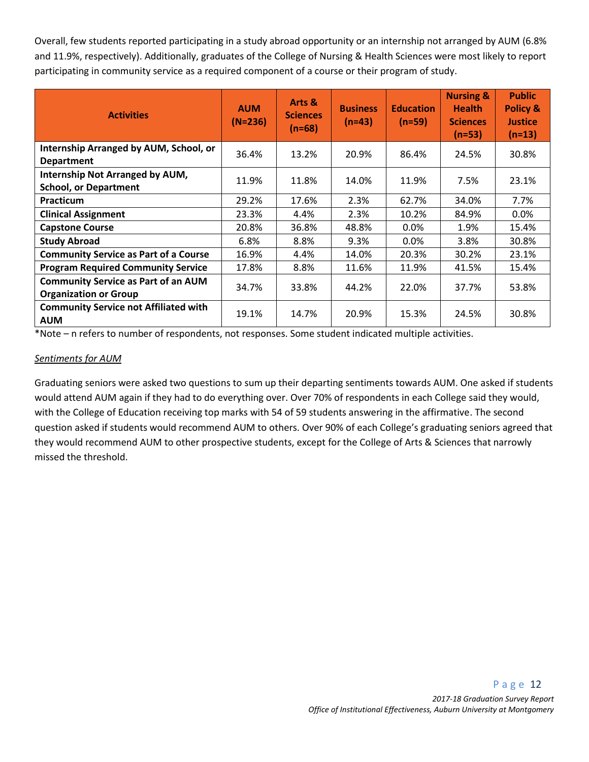Overall, few students reported participating in a study abroad opportunity or an internship not arranged by AUM (6.8% and 11.9%, respectively). Additionally, graduates of the College of Nursing & Health Sciences were most likely to report participating in community service as a required component of a course or their program of study.

| Activities | AUM (N=236) | Arts & Sciences (n=68) | Business (n=43) | Education (n=59) | Nursing & Health Sciences (n=53) | Public Policy & Justice (n=13) |
|---|---|---|---|---|---|---|
| **Internship Arranged by AUM, School, or Department** | 36.4% | 13.2% | 20.9% | 86.4% | 24.5% | 30.8% |
| **Internship Not Arranged by AUM, School, or Department** | 11.9% | 11.8% | 14.0% | 11.9% | 7.5% | 23.1% |
| **Practicum** | 29.2% | 17.6% | 2.3% | 62.7% | 34.0% | 7.7% |
| **Clinical Assignment** | 23.3% | 4.4% | 2.3% | 10.2% | 84.9% | 0.0% |
| **Capstone Course** | 20.8% | 36.8% | 48.8% | 0.0% | 1.9% | 15.4% |
| **Study Abroad** | 6.8% | 8.8% | 9.3% | 0.0% | 3.8% | 30.8% |
| **Community Service as Part of a Course** | 16.9% | 4.4% | 14.0% | 20.3% | 30.2% | 23.1% |
| **Program Required Community Service** | 17.8% | 8.8% | 11.6% | 11.9% | 41.5% | 15.4% |
| **Community Service as Part of an AUM Organization or Group** | 34.7% | 33.8% | 44.2% | 22.0% | 37.7% | 53.8% |
| **Community Service not Affiliated with AUM** | 19.1% | 14.7% | 20.9% | 15.3% | 24.5% | 30.8% |

*Note – n refers to number of respondents, not responses. Some student indicated multiple activities.

*Sentiments for AUM*

Graduating seniors were asked two questions to sum up their departing sentiments towards AUM. One asked if students would attend AUM again if they had to do everything over. Over 70% of respondents in each College said they would, with the College of Education receiving top marks with 54 of 59 students answering in the affirmative. The second question asked if students would recommend AUM to others. Over 90% of each College's graduating seniors agreed that they would recommend AUM to other prospective students, except for the College of Arts & Sciences that narrowly missed the threshold.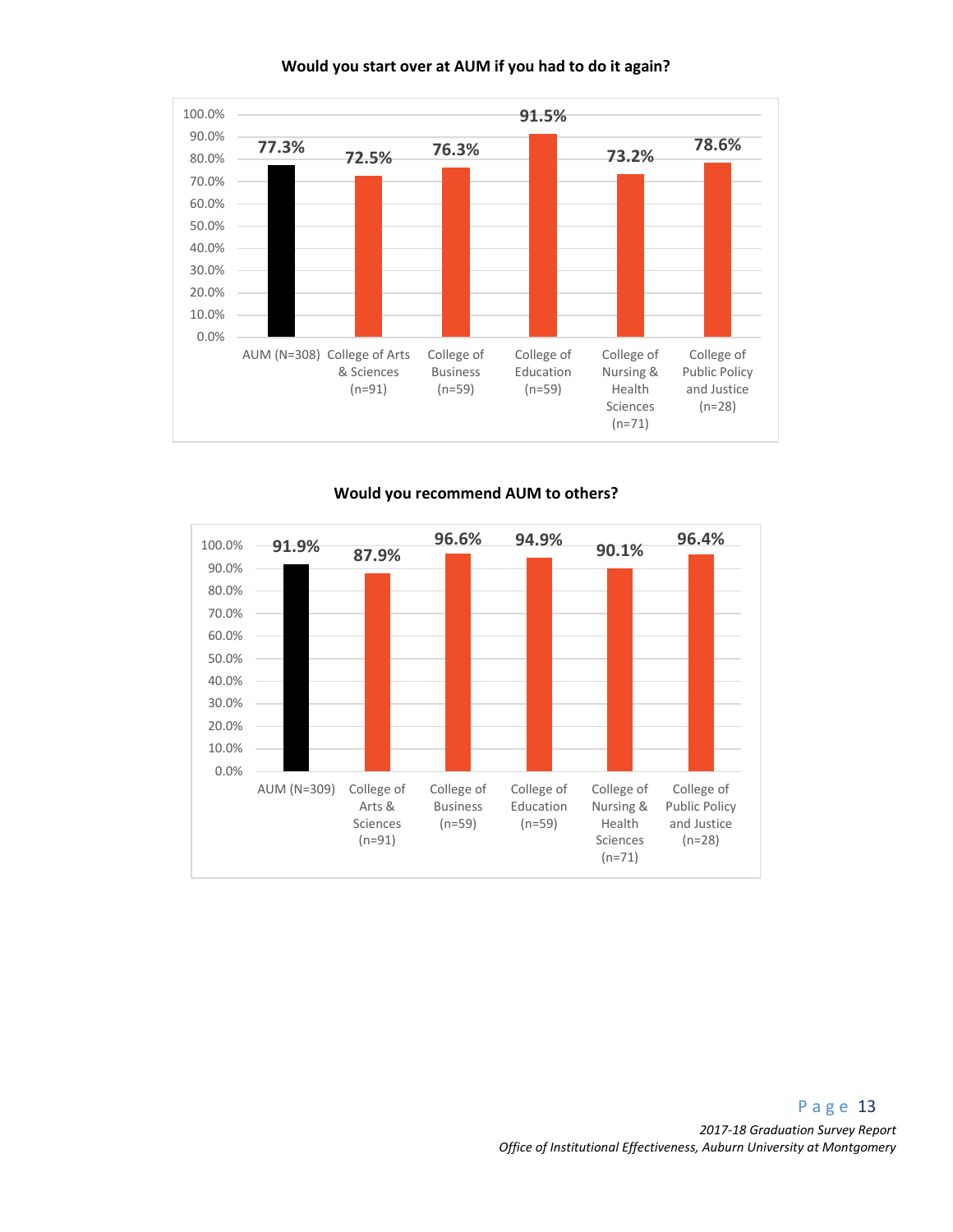**Would you start over at AUM if you had to do it again?**

| Group | Percentage |
|---|---|
| AUM (N=308) | 77.3% |
| College of Arts & Sciences (n=91) | 72.5% |
| College of Business (n=59) | 76.3% |
| College of Education (n=59) | 91.5% |
| College of Nursing & Health Sciences (n=71) | 73.2% |
| College of Public Policy and Justice (n=28) | 78.6% |

**Would you recommend AUM to others?**

| Group | Percentage |
|---|---|
| AUM (N=309) | 91.9% |
| College of Arts & Sciences (n=91) | 87.9% |
| College of Business (n=59) | 96.6% |
| College of Education (n=59) | 94.9% |
| College of Nursing & Health Sciences (n=71) | 90.1% |
| College of Public Policy and Justice (n=28) | 96.4% |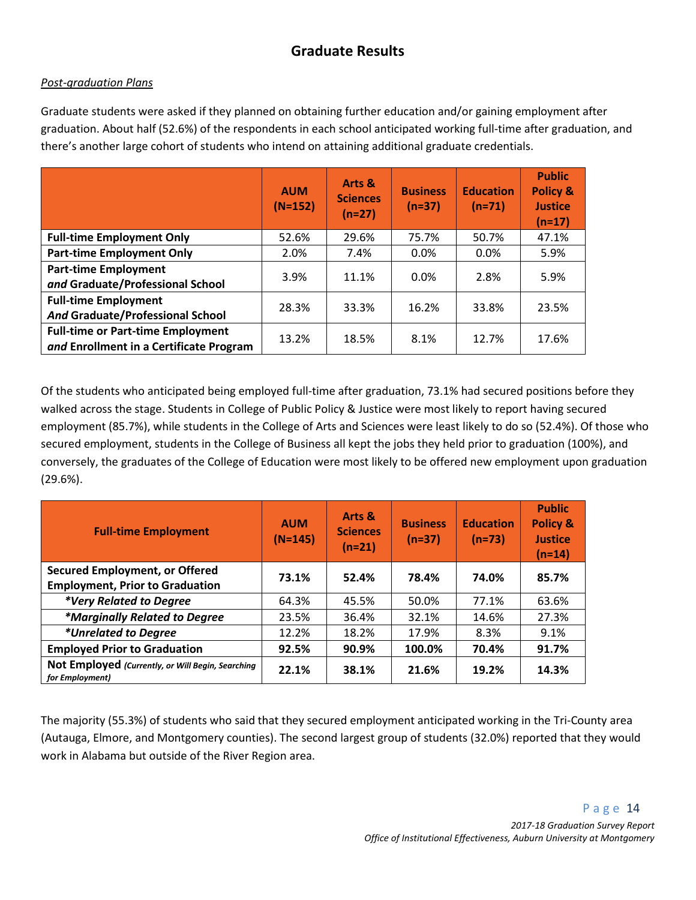## Graduate Results

*Post-graduation Plans*

Graduate students were asked if they planned on obtaining further education and/or gaining employment after graduation. About half (52.6%) of the respondents in each school anticipated working full-time after graduation, and there's another large cohort of students who intend on attaining additional graduate credentials.

| | AUM (N=152) | Arts & Sciences (n=27) | Business (n=37) | Education (n=71) | Public Policy & Justice (n=17) |
|---|---|---|---|---|---|
| **Full-time Employment Only** | 52.6% | 29.6% | 75.7% | 50.7% | 47.1% |
| **Part-time Employment Only** | 2.0% | 7.4% | 0.0% | 0.0% | 5.9% |
| **Part-time Employment *and* Graduate/Professional School** | 3.9% | 11.1% | 0.0% | 2.8% | 5.9% |
| **Full-time Employment *And* Graduate/Professional School** | 28.3% | 33.3% | 16.2% | 33.8% | 23.5% |
| **Full-time or Part-time Employment *and* Enrollment in a Certificate Program** | 13.2% | 18.5% | 8.1% | 12.7% | 17.6% |

Of the students who anticipated being employed full-time after graduation, 73.1% had secured positions before they walked across the stage. Students in College of Public Policy & Justice were most likely to report having secured employment (85.7%), while students in the College of Arts and Sciences were least likely to do so (52.4%). Of those who secured employment, students in the College of Business all kept the jobs they held prior to graduation (100%), and conversely, the graduates of the College of Education were most likely to be offered new employment upon graduation (29.6%).

| Full-time Employment | AUM (N=145) | Arts & Sciences (n=21) | Business (n=37) | Education (n=73) | Public Policy & Justice (n=14) |
|---|---|---|---|---|---|
| **Secured Employment, or Offered Employment, Prior to Graduation** | **73.1%** | **52.4%** | **78.4%** | **74.0%** | **85.7%** |
| ***\*Very Related to Degree*** | 64.3% | 45.5% | 50.0% | 77.1% | 63.6% |
| ***\*Marginally Related to Degree*** | 23.5% | 36.4% | 32.1% | 14.6% | 27.3% |
| ***\*Unrelated to Degree*** | 12.2% | 18.2% | 17.9% | 8.3% | 9.1% |
| **Employed Prior to Graduation** | **92.5%** | **90.9%** | **100.0%** | **70.4%** | **91.7%** |
| **Not Employed** ***(Currently, or Will Begin, Searching for Employment)*** | **22.1%** | **38.1%** | **21.6%** | **19.2%** | **14.3%** |

The majority (55.3%) of students who said that they secured employment anticipated working in the Tri-County area (Autauga, Elmore, and Montgomery counties). The second largest group of students (32.0%) reported that they would work in Alabama but outside of the River Region area.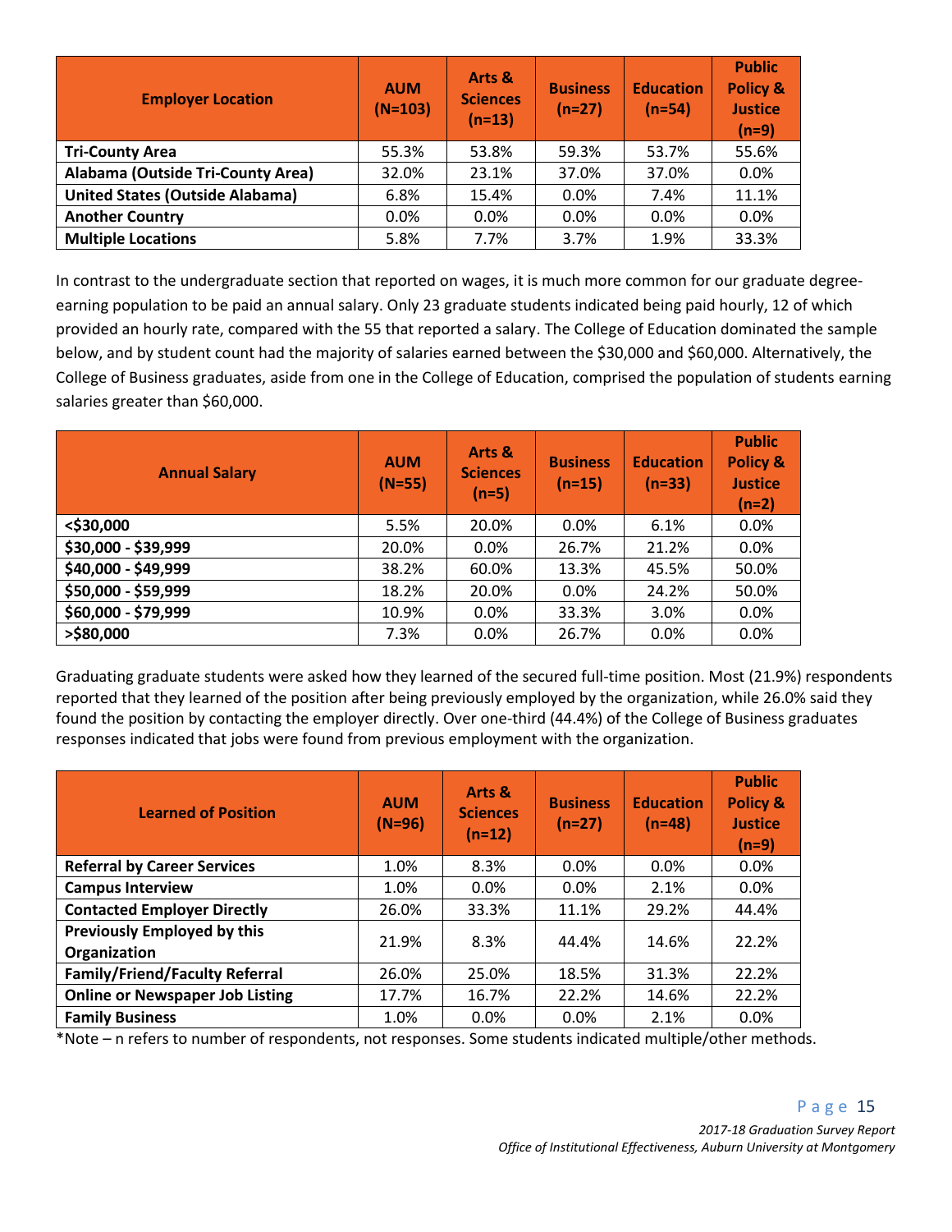| Employer Location | AUM (N=103) | Arts & Sciences (n=13) | Business (n=27) | Education (n=54) | Public Policy & Justice (n=9) |
|---|---|---|---|---|---|
| **Tri-County Area** | 55.3% | 53.8% | 59.3% | 53.7% | 55.6% |
| **Alabama (Outside Tri-County Area)** | 32.0% | 23.1% | 37.0% | 37.0% | 0.0% |
| **United States (Outside Alabama)** | 6.8% | 15.4% | 0.0% | 7.4% | 11.1% |
| **Another Country** | 0.0% | 0.0% | 0.0% | 0.0% | 0.0% |
| **Multiple Locations** | 5.8% | 7.7% | 3.7% | 1.9% | 33.3% |

In contrast to the undergraduate section that reported on wages, it is much more common for our graduate degree-earning population to be paid an annual salary. Only 23 graduate students indicated being paid hourly, 12 of which provided an hourly rate, compared with the 55 that reported a salary. The College of Education dominated the sample below, and by student count had the majority of salaries earned between the $30,000 and $60,000. Alternatively, the College of Business graduates, aside from one in the College of Education, comprised the population of students earning salaries greater than $60,000.

| Annual Salary | AUM (N=55) | Arts & Sciences (n=5) | Business (n=15) | Education (n=33) | Public Policy & Justice (n=2) |
|---|---|---|---|---|---|
| **<$30,000** | 5.5% | 20.0% | 0.0% | 6.1% | 0.0% |
| **$30,000 - $39,999** | 20.0% | 0.0% | 26.7% | 21.2% | 0.0% |
| **$40,000 - $49,999** | 38.2% | 60.0% | 13.3% | 45.5% | 50.0% |
| **$50,000 - $59,999** | 18.2% | 20.0% | 0.0% | 24.2% | 50.0% |
| **$60,000 - $79,999** | 10.9% | 0.0% | 33.3% | 3.0% | 0.0% |
| **>$80,000** | 7.3% | 0.0% | 26.7% | 0.0% | 0.0% |

Graduating graduate students were asked how they learned of the secured full-time position. Most (21.9%) respondents reported that they learned of the position after being previously employed by the organization, while 26.0% said they found the position by contacting the employer directly. Over one-third (44.4%) of the College of Business graduates responses indicated that jobs were found from previous employment with the organization.

| Learned of Position | AUM (N=96) | Arts & Sciences (n=12) | Business (n=27) | Education (n=48) | Public Policy & Justice (n=9) |
|---|---|---|---|---|---|
| **Referral by Career Services** | 1.0% | 8.3% | 0.0% | 0.0% | 0.0% |
| **Campus Interview** | 1.0% | 0.0% | 0.0% | 2.1% | 0.0% |
| **Contacted Employer Directly** | 26.0% | 33.3% | 11.1% | 29.2% | 44.4% |
| **Previously Employed by this Organization** | 21.9% | 8.3% | 44.4% | 14.6% | 22.2% |
| **Family/Friend/Faculty Referral** | 26.0% | 25.0% | 18.5% | 31.3% | 22.2% |
| **Online or Newspaper Job Listing** | 17.7% | 16.7% | 22.2% | 14.6% | 22.2% |
| **Family Business** | 1.0% | 0.0% | 0.0% | 2.1% | 0.0% |

*Note – n refers to number of respondents, not responses. Some students indicated multiple/other methods.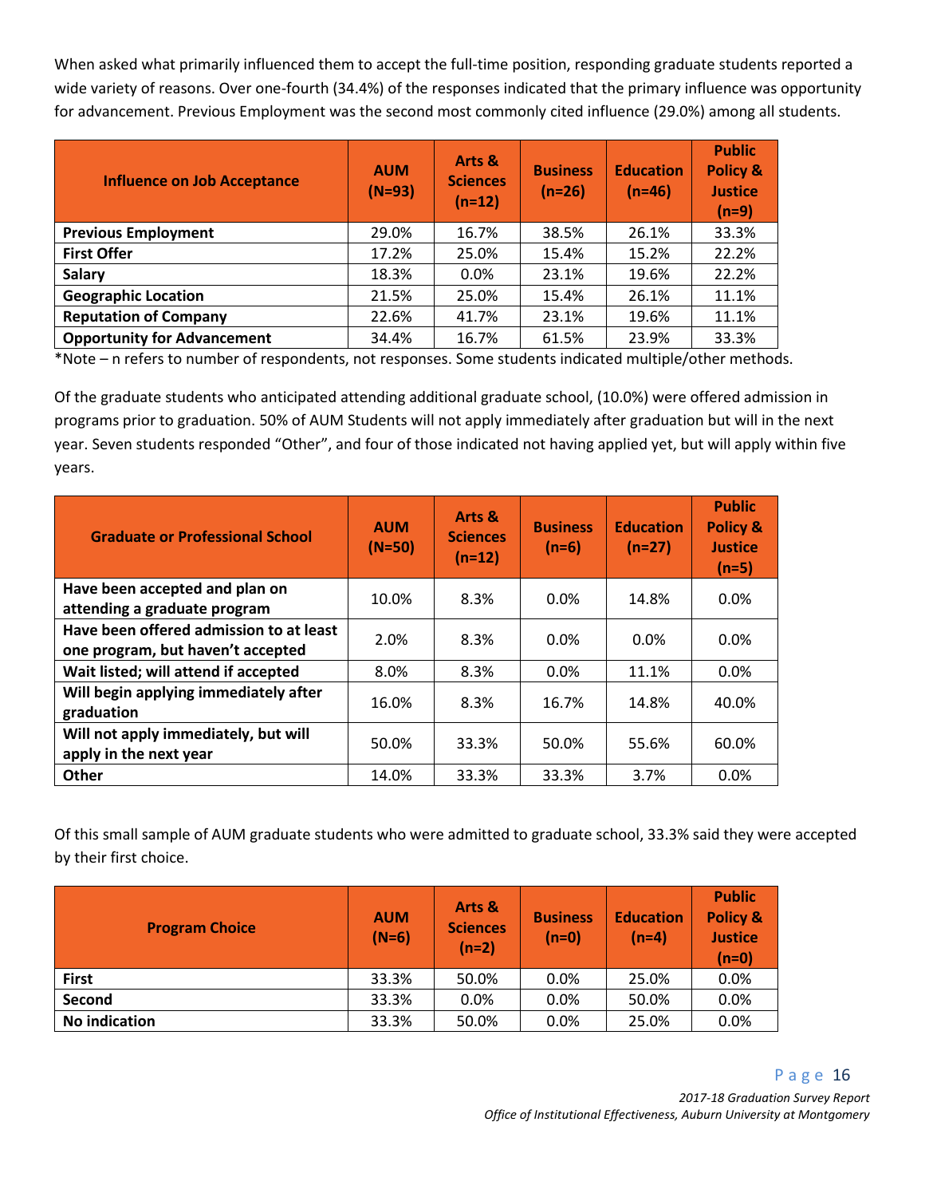When asked what primarily influenced them to accept the full-time position, responding graduate students reported a wide variety of reasons. Over one-fourth (34.4%) of the responses indicated that the primary influence was opportunity for advancement. Previous Employment was the second most commonly cited influence (29.0%) among all students.

| Influence on Job Acceptance | AUM (N=93) | Arts & Sciences (n=12) | Business (n=26) | Education (n=46) | Public Policy & Justice (n=9) |
|---|---|---|---|---|---|
| **Previous Employment** | 29.0% | 16.7% | 38.5% | 26.1% | 33.3% |
| **First Offer** | 17.2% | 25.0% | 15.4% | 15.2% | 22.2% |
| **Salary** | 18.3% | 0.0% | 23.1% | 19.6% | 22.2% |
| **Geographic Location** | 21.5% | 25.0% | 15.4% | 26.1% | 11.1% |
| **Reputation of Company** | 22.6% | 41.7% | 23.1% | 19.6% | 11.1% |
| **Opportunity for Advancement** | 34.4% | 16.7% | 61.5% | 23.9% | 33.3% |

*Note – n refers to number of respondents, not responses. Some students indicated multiple/other methods.

Of the graduate students who anticipated attending additional graduate school, (10.0%) were offered admission in programs prior to graduation. 50% of AUM Students will not apply immediately after graduation but will in the next year. Seven students responded "Other", and four of those indicated not having applied yet, but will apply within five years.

| Graduate or Professional School | AUM (N=50) | Arts & Sciences (n=12) | Business (n=6) | Education (n=27) | Public Policy & Justice (n=5) |
|---|---|---|---|---|---|
| **Have been accepted and plan on attending a graduate program** | 10.0% | 8.3% | 0.0% | 14.8% | 0.0% |
| **Have been offered admission to at least one program, but haven't accepted** | 2.0% | 8.3% | 0.0% | 0.0% | 0.0% |
| **Wait listed; will attend if accepted** | 8.0% | 8.3% | 0.0% | 11.1% | 0.0% |
| **Will begin applying immediately after graduation** | 16.0% | 8.3% | 16.7% | 14.8% | 40.0% |
| **Will not apply immediately, but will apply in the next year** | 50.0% | 33.3% | 50.0% | 55.6% | 60.0% |
| **Other** | 14.0% | 33.3% | 33.3% | 3.7% | 0.0% |

Of this small sample of AUM graduate students who were admitted to graduate school, 33.3% said they were accepted by their first choice.

| Program Choice | AUM (N=6) | Arts & Sciences (n=2) | Business (n=0) | Education (n=4) | Public Policy & Justice (n=0) |
|---|---|---|---|---|---|
| **First** | 33.3% | 50.0% | 0.0% | 25.0% | 0.0% |
| **Second** | 33.3% | 0.0% | 0.0% | 50.0% | 0.0% |
| **No indication** | 33.3% | 50.0% | 0.0% | 25.0% | 0.0% |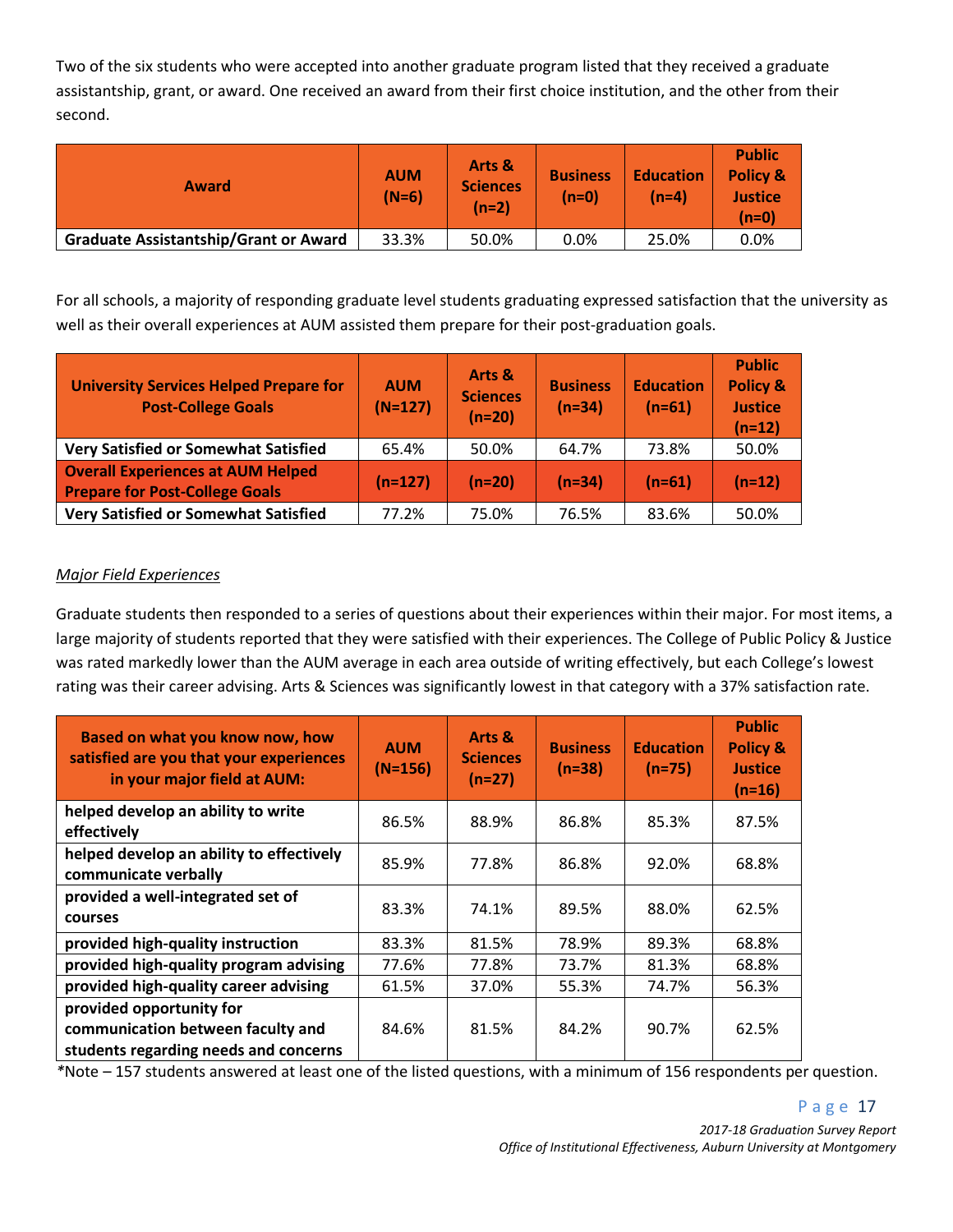Two of the six students who were accepted into another graduate program listed that they received a graduate assistantship, grant, or award. One received an award from their first choice institution, and the other from their second.

| Award | AUM (N=6) | Arts & Sciences (n=2) | Business (n=0) | Education (n=4) | Public Policy & Justice (n=0) |
|---|---|---|---|---|---|
| **Graduate Assistantship/Grant or Award** | 33.3% | 50.0% | 0.0% | 25.0% | 0.0% |

For all schools, a majority of responding graduate level students graduating expressed satisfaction that the university as well as their overall experiences at AUM assisted them prepare for their post-graduation goals.

| University Services Helped Prepare for Post-College Goals | AUM (N=127) | Arts & Sciences (n=20) | Business (n=34) | Education (n=61) | Public Policy & Justice (n=12) |
|---|---|---|---|---|---|
| **Very Satisfied or Somewhat Satisfied** | 65.4% | 50.0% | 64.7% | 73.8% | 50.0% |
| **Overall Experiences at AUM Helped Prepare for Post-College Goals** | **(n=127)** | **(n=20)** | **(n=34)** | **(n=61)** | **(n=12)** |
| **Very Satisfied or Somewhat Satisfied** | 77.2% | 75.0% | 76.5% | 83.6% | 50.0% |

*Major Field Experiences*

Graduate students then responded to a series of questions about their experiences within their major. For most items, a large majority of students reported that they were satisfied with their experiences. The College of Public Policy & Justice was rated markedly lower than the AUM average in each area outside of writing effectively, but each College's lowest rating was their career advising. Arts & Sciences was significantly lowest in that category with a 37% satisfaction rate.

| Based on what you know now, how satisfied are you that your experiences in your major field at AUM: | AUM (N=156) | Arts & Sciences (n=27) | Business (n=38) | Education (n=75) | Public Policy & Justice (n=16) |
|---|---|---|---|---|---|
| **helped develop an ability to write effectively** | 86.5% | 88.9% | 86.8% | 85.3% | 87.5% |
| **helped develop an ability to effectively communicate verbally** | 85.9% | 77.8% | 86.8% | 92.0% | 68.8% |
| **provided a well-integrated set of courses** | 83.3% | 74.1% | 89.5% | 88.0% | 62.5% |
| **provided high-quality instruction** | 83.3% | 81.5% | 78.9% | 89.3% | 68.8% |
| **provided high-quality program advising** | 77.6% | 77.8% | 73.7% | 81.3% | 68.8% |
| **provided high-quality career advising** | 61.5% | 37.0% | 55.3% | 74.7% | 56.3% |
| **provided opportunity for communication between faculty and students regarding needs and concerns** | 84.6% | 81.5% | 84.2% | 90.7% | 62.5% |

*Note – 157 students answered at least one of the listed questions, with a minimum of 156 respondents per question.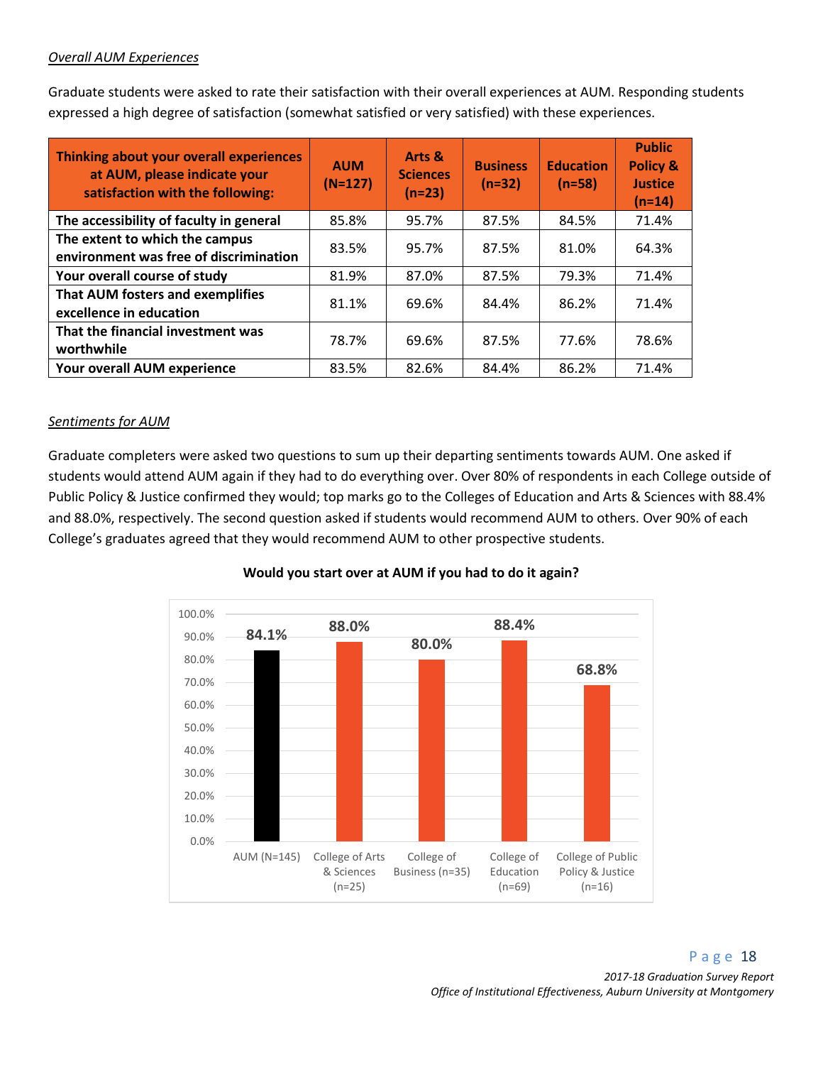*Overall AUM Experiences*

Graduate students were asked to rate their satisfaction with their overall experiences at AUM. Responding students expressed a high degree of satisfaction (somewhat satisfied or very satisfied) with these experiences.

| Thinking about your overall experiences at AUM, please indicate your satisfaction with the following: | AUM (N=127) | Arts & Sciences (n=23) | Business (n=32) | Education (n=58) | Public Policy & Justice (n=14) |
|---|---|---|---|---|---|
| The accessibility of faculty in general | 85.8% | 95.7% | 87.5% | 84.5% | 71.4% |
| The extent to which the campus environment was free of discrimination | 83.5% | 95.7% | 87.5% | 81.0% | 64.3% |
| Your overall course of study | 81.9% | 87.0% | 87.5% | 79.3% | 71.4% |
| That AUM fosters and exemplifies excellence in education | 81.1% | 69.6% | 84.4% | 86.2% | 71.4% |
| That the financial investment was worthwhile | 78.7% | 69.6% | 87.5% | 77.6% | 78.6% |
| Your overall AUM experience | 83.5% | 82.6% | 84.4% | 86.2% | 71.4% |

*Sentiments for AUM*

Graduate completers were asked two questions to sum up their departing sentiments towards AUM. One asked if students would attend AUM again if they had to do everything over. Over 80% of respondents in each College outside of Public Policy & Justice confirmed they would; top marks go to the Colleges of Education and Arts & Sciences with 88.4% and 88.0%, respectively. The second question asked if students would recommend AUM to others. Over 90% of each College's graduates agreed that they would recommend AUM to other prospective students.

**Would you start over at AUM if you had to do it again?**

| AUM (N=145) | College of Arts & Sciences (n=25) | College of Business (n=35) | College of Education (n=69) | College of Public Policy & Justice (n=16) |
|---|---|---|---|---|
| 84.1% | 88.0% | 80.0% | 88.4% | 68.8% |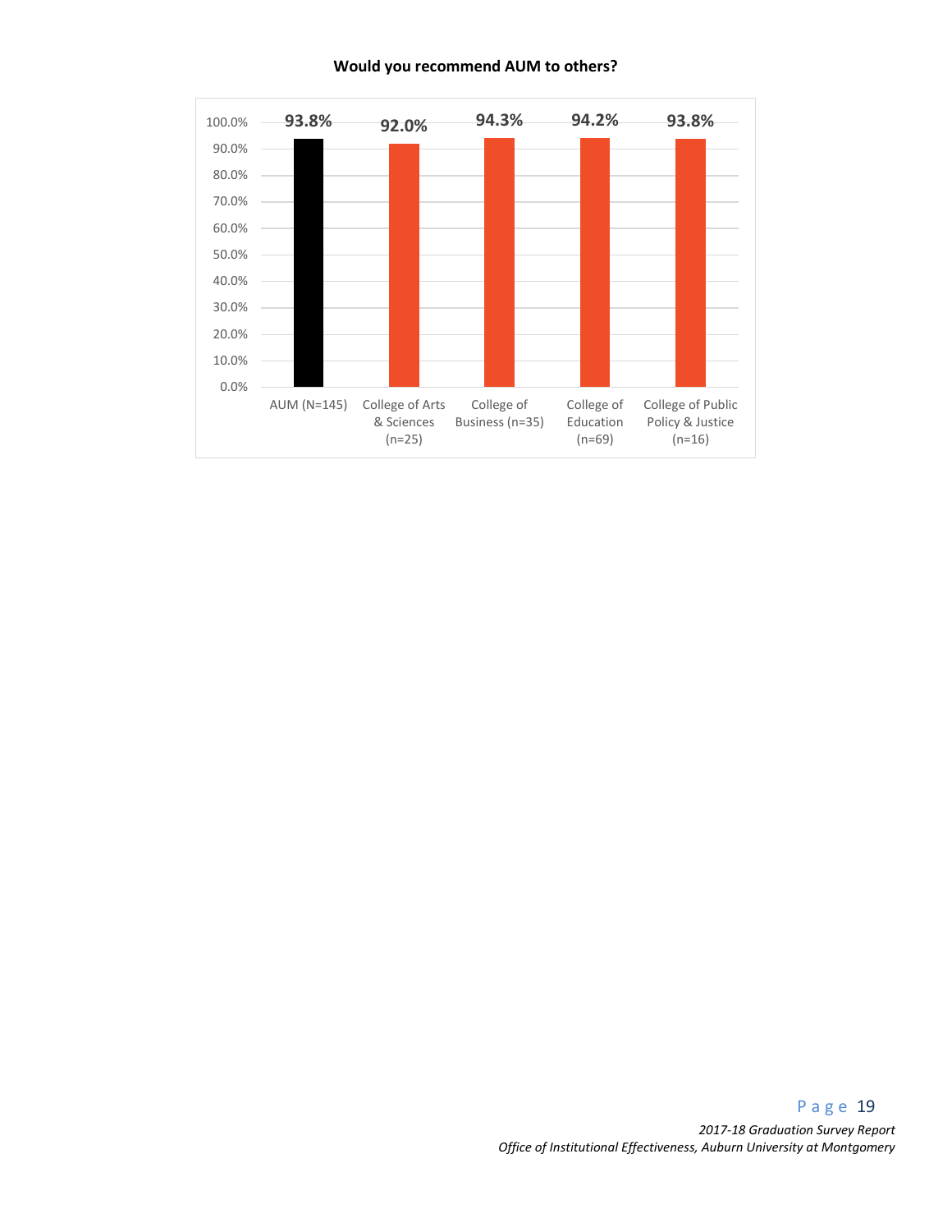**Would you recommend AUM to others?**

100.0%
90.0%
80.0%
70.0%
60.0%
50.0%
40.0%
30.0%
20.0%
10.0%
0.0%

93.8%
92.0%
94.3%
94.2%
93.8%

AUM (N=145)
College of Arts & Sciences (n=25)
College of Business (n=35)
College of Education (n=69)
College of Public Policy & Justice (n=16)